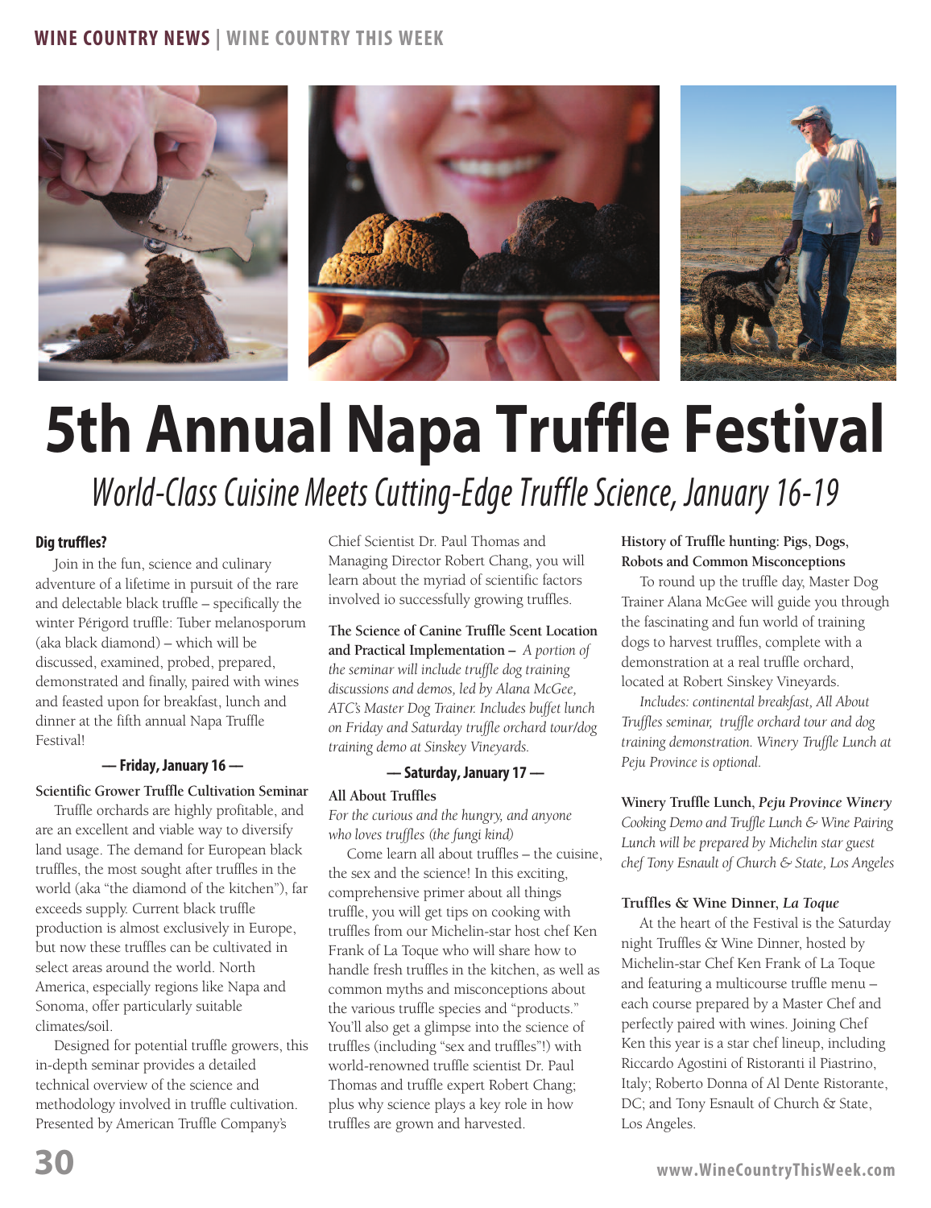# 5th Annual Napa Truffle Festival

## *World-Class Cuisine Meets Cutting-Edge Truffle Science, January 16-19*

**Dig truffles?**

Join in the fun, science and culinary adventure of a lifetime in pursuit of the rare and delectable black truffle – specifically the winter Périgord truffle: Tuber melanosporum (aka black diamond) – which will be discussed, examined, probed, prepared, demonstrated and finally, paired with wines and feasted upon for breakfast, lunch and dinner at the fifth annual Napa Truffle Festival!

### — Friday, January 16 —

**Scientific Grower Truffle Cultivation Seminar**

Truffle orchards are highly profitable, and are an excellent and viable way to diversify land usage. The demand for European black truffles, the most sought after truffles in the world (aka "the diamond of the kitchen"), far exceeds supply. Current black truffle production is almost exclusively in Europe, but now these truffles can be cultivated in select areas around the world. North America, especially regions like Napa and Sonoma, offer particularly suitable climates/soil.

Designed for potential truffle growers, this in-depth seminar provides a detailed technical overview of the science and methodology involved in truffle cultivation. Presented by American Truffle Company's Chief Scientist Dr. Paul Thomas and Managing Director Robert Chang, you will learn about the myriad of scientific factors involved io successfully growing truffles.

**The Science of Canine Truffle Scent Location and Practical Implementation –** *A portion of the seminar will include truffle dog training discussions and demos, led by Alana McGee, ATC's Master Dog Trainer. Includes buffet lunch on Friday and Saturday truffle orchard tour/dog training demo at Sinskey Vineyards.*

### — Saturday, January 17 —

**All About Truffles**

*For the curious and the hungry, and anyone who loves truffles (the fungi kind)*

Come learn all about truffles – the cuisine, the sex and the science! In this exciting, comprehensive primer about all things truffle, you will get tips on cooking with truffles from our Michelin-star host chef Ken Frank of La Toque who will share how to handle fresh truffles in the kitchen, as well as common myths and misconceptions about the various truffle species and "products." You'll also get a glimpse into the science of truffles (including "sex and truffles"!) with world-renowned truffle scientist Dr. Paul Thomas and truffle expert Robert Chang; plus why science plays a key role in how truffles are grown and harvested.

**History of Truffle hunting: Pigs, Dogs, Robots and Common Misconceptions**

To round up the truffle day, Master Dog Trainer Alana McGee will guide you through the fascinating and fun world of training dogs to harvest truffles, complete with a demonstration at a real truffle orchard, located at Robert Sinskey Vineyards.

*Includes: continental breakfast, All About Truffles seminar, truffle orchard tour and dog training demonstration. Winery Truffle Lunch at Peju Province is optional.*

**Winery Truffle Lunch, *Peju Province Winery***

*Cooking Demo and Truffle Lunch & Wine Pairing Lunch will be prepared by Michelin star guest chef Tony Esnault of Church & State, Los Angeles*

**Truffles & Wine Dinner, *La Toque***

At the heart of the Festival is the Saturday night Truffles & Wine Dinner, hosted by Michelin-star Chef Ken Frank of La Toque and featuring a multicourse truffle menu – each course prepared by a Master Chef and perfectly paired with wines. Joining Chef Ken this year is a star chef lineup, including Riccardo Agostini of Ristoranti il Piastrino, Italy; Roberto Donna of Al Dente Ristorante, DC; and Tony Esnault of Church & State, Los Angeles.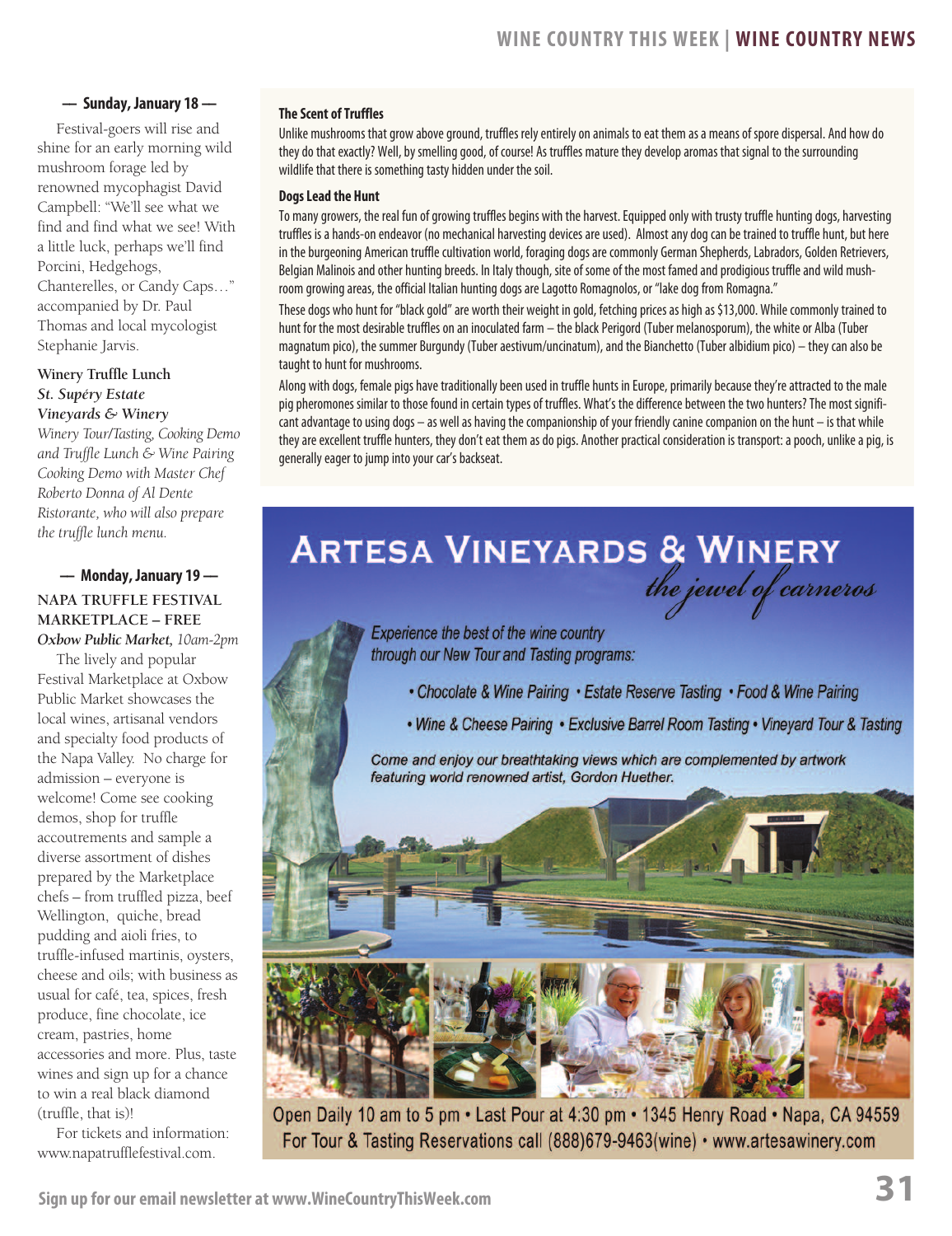### — Sunday, January 18 —

Festival-goers will rise and shine for an early morning wild mushroom forage led by renowned mycophagist David Campbell: "We'll see what we find and find what we see! With a little luck, perhaps we'll find Porcini, Hedgehogs, Chanterelles, or Candy Caps…" accompanied by Dr. Paul Thomas and local mycologist Stephanie Jarvis.

**Winery Truffle Lunch**
*St. Supéry Estate Vineyards & Winery*
*Winery Tour/Tasting, Cooking Demo and Truffle Lunch & Wine Pairing Cooking Demo with Master Chef Roberto Donna of Al Dente Ristorante, who will also prepare the truffle lunch menu.*

### — Monday, January 19 —

**NAPA TRUFFLE FESTIVAL MARKETPLACE – FREE**
***Oxbow Public Market**, 10am-2pm*

The lively and popular Festival Marketplace at Oxbow Public Market showcases the local wines, artisanal vendors and specialty food products of the Napa Valley. No charge for admission – everyone is welcome! Come see cooking demos, shop for truffle accoutrements and sample a diverse assortment of dishes prepared by the Marketplace chefs – from truffled pizza, beef Wellington, quiche, bread pudding and aioli fries, to truffle-infused martinis, oysters, cheese and oils; with business as usual for café, tea, spices, fresh produce, fine chocolate, ice cream, pastries, home accessories and more. Plus, taste wines and sign up for a chance to win a real black diamond (truffle, that is)!

For tickets and information: www.napatrufflefestival.com.

**The Scent of Truffles**

Unlike mushrooms that grow above ground, truffles rely entirely on animals to eat them as a means of spore dispersal. And how do they do that exactly? Well, by smelling good, of course! As truffles mature they develop aromas that signal to the surrounding wildlife that there is something tasty hidden under the soil.

**Dogs Lead the Hunt**

To many growers, the real fun of growing truffles begins with the harvest. Equipped only with trusty truffle hunting dogs, harvesting truffles is a hands-on endeavor (no mechanical harvesting devices are used). Almost any dog can be trained to truffle hunt, but here in the burgeoning American truffle cultivation world, foraging dogs are commonly German Shepherds, Labradors, Golden Retrievers, Belgian Malinois and other hunting breeds. In Italy though, site of some of the most famed and prodigious truffle and wild mushroom growing areas, the official Italian hunting dogs are Lagotto Romagnolos, or "lake dog from Romagna."

These dogs who hunt for "black gold" are worth their weight in gold, fetching prices as high as $13,000. While commonly trained to hunt for the most desirable truffles on an inoculated farm – the black Perigord (Tuber melanosporum), the white or Alba (Tuber magnatum pico), the summer Burgundy (Tuber aestivum/uncinatum), and the Bianchetto (Tuber albidium pico) – they can also be taught to hunt for mushrooms.

Along with dogs, female pigs have traditionally been used in truffle hunts in Europe, primarily because they're attracted to the male pig pheromones similar to those found in certain types of truffles. What's the difference between the two hunters? The most significant advantage to using dogs – as well as having the companionship of your friendly canine companion on the hunt – is that while they are excellent truffle hunters, they don't eat them as do pigs. Another practical consideration is transport: a pooch, unlike a pig, is generally eager to jump into your car's backseat.

**ARTESA VINEYARDS & WINERY**
*the jewel of carneros*

*Experience the best of the wine country through our New Tour and Tasting programs:*

- Chocolate & Wine Pairing
- Estate Reserve Tasting
- Food & Wine Pairing
- Wine & Cheese Pairing
- Exclusive Barrel Room Tasting
- Vineyard Tour & Tasting

*Come and enjoy our breathtaking views which are complemented by artwork featuring world renowned artist, Gordon Huether.*

Open Daily 10 am to 5 pm • Last Pour at 4:30 pm • 1345 Henry Road • Napa, CA 94559
For Tour & Tasting Reservations call (888)679-9463(wine) • www.artesawinery.com